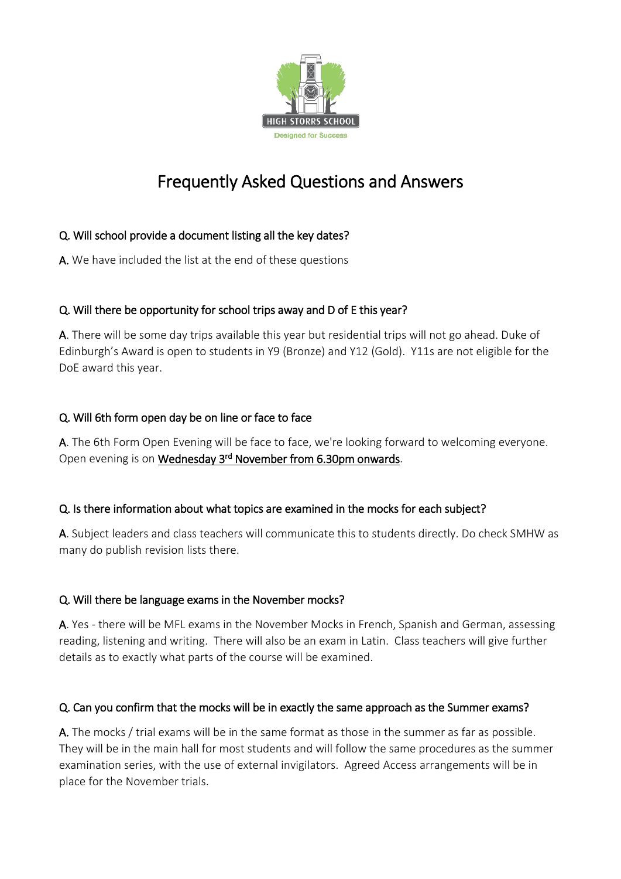HIGH STORRS SCHOOL

Designed for Success

# Frequently Asked Questions and Answers

**Q. Will school provide a document listing all the key dates?**

**A.** We have included the list at the end of these questions

**Q. Will there be opportunity for school trips away and D of E this year?**

**A**. There will be some day trips available this year but residential trips will not go ahead. Duke of Edinburgh's Award is open to students in Y9 (Bronze) and Y12 (Gold). Y11s are not eligible for the DoE award this year.

**Q. Will 6th form open day be on line or face to face**

**A**. The 6th Form Open Evening will be face to face, we're looking forward to welcoming everyone. Open evening is on Wednesday 3rd November from 6.30pm onwards.

**Q. Is there information about what topics are examined in the mocks for each subject?**

**A**. Subject leaders and class teachers will communicate this to students directly. Do check SMHW as many do publish revision lists there.

**Q. Will there be language exams in the November mocks?**

**A**. Yes - there will be MFL exams in the November Mocks in French, Spanish and German, assessing reading, listening and writing. There will also be an exam in Latin. Class teachers will give further details as to exactly what parts of the course will be examined.

**Q. Can you confirm that the mocks will be in exactly the same approach as the Summer exams?**

**A.** The mocks / trial exams will be in the same format as those in the summer as far as possible. They will be in the main hall for most students and will follow the same procedures as the summer examination series, with the use of external invigilators. Agreed Access arrangements will be in place for the November trials.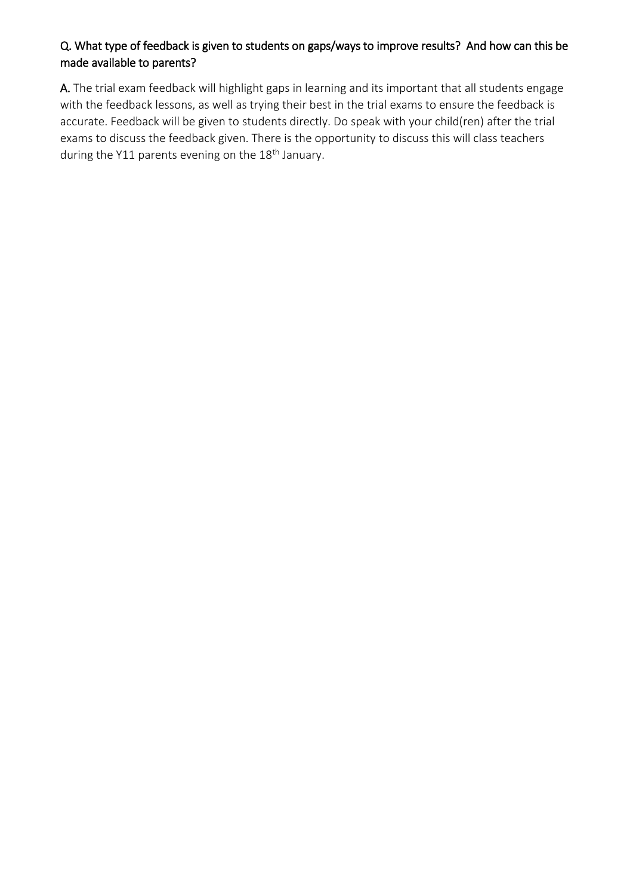Q. What type of feedback is given to students on gaps/ways to improve results? And how can this be made available to parents?

**A.** The trial exam feedback will highlight gaps in learning and its important that all students engage with the feedback lessons, as well as trying their best in the trial exams to ensure the feedback is accurate. Feedback will be given to students directly. Do speak with your child(ren) after the trial exams to discuss the feedback given. There is the opportunity to discuss this will class teachers during the Y11 parents evening on the 18th January.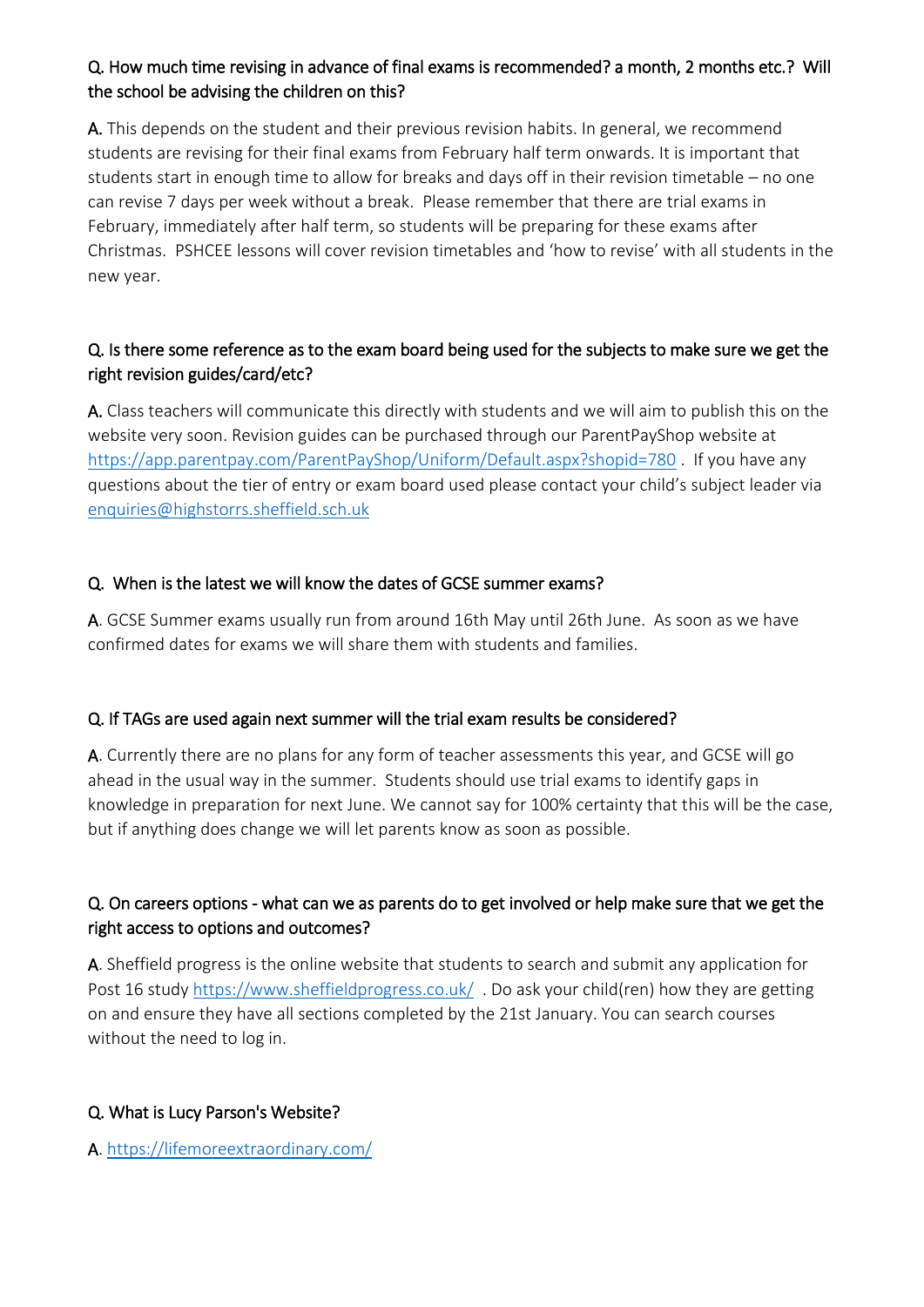**Q. How much time revising in advance of final exams is recommended? a month, 2 months etc.? Will the school be advising the children on this?**

**A.** This depends on the student and their previous revision habits. In general, we recommend students are revising for their final exams from February half term onwards. It is important that students start in enough time to allow for breaks and days off in their revision timetable – no one can revise 7 days per week without a break. Please remember that there are trial exams in February, immediately after half term, so students will be preparing for these exams after Christmas. PSHCEE lessons will cover revision timetables and 'how to revise' with all students in the new year.

**Q. Is there some reference as to the exam board being used for the subjects to make sure we get the right revision guides/card/etc?**

**A.** Class teachers will communicate this directly with students and we will aim to publish this on the website very soon. Revision guides can be purchased through our ParentPayShop website at https://app.parentpay.com/ParentPayShop/Uniform/Default.aspx?shopid=780 . If you have any questions about the tier of entry or exam board used please contact your child's subject leader via enquiries@highstorrs.sheffield.sch.uk

**Q. When is the latest we will know the dates of GCSE summer exams?**

**A**. GCSE Summer exams usually run from around 16th May until 26th June. As soon as we have confirmed dates for exams we will share them with students and families.

**Q. If TAGs are used again next summer will the trial exam results be considered?**

**A**. Currently there are no plans for any form of teacher assessments this year, and GCSE will go ahead in the usual way in the summer. Students should use trial exams to identify gaps in knowledge in preparation for next June. We cannot say for 100% certainty that this will be the case, but if anything does change we will let parents know as soon as possible.

**Q. On careers options - what can we as parents do to get involved or help make sure that we get the right access to options and outcomes?**

**A**. Sheffield progress is the online website that students to search and submit any application for Post 16 study https://www.sheffieldprogress.co.uk/ . Do ask your child(ren) how they are getting on and ensure they have all sections completed by the 21st January. You can search courses without the need to log in.

**Q. What is Lucy Parson's Website?**

**A**. https://lifemoreextraordinary.com/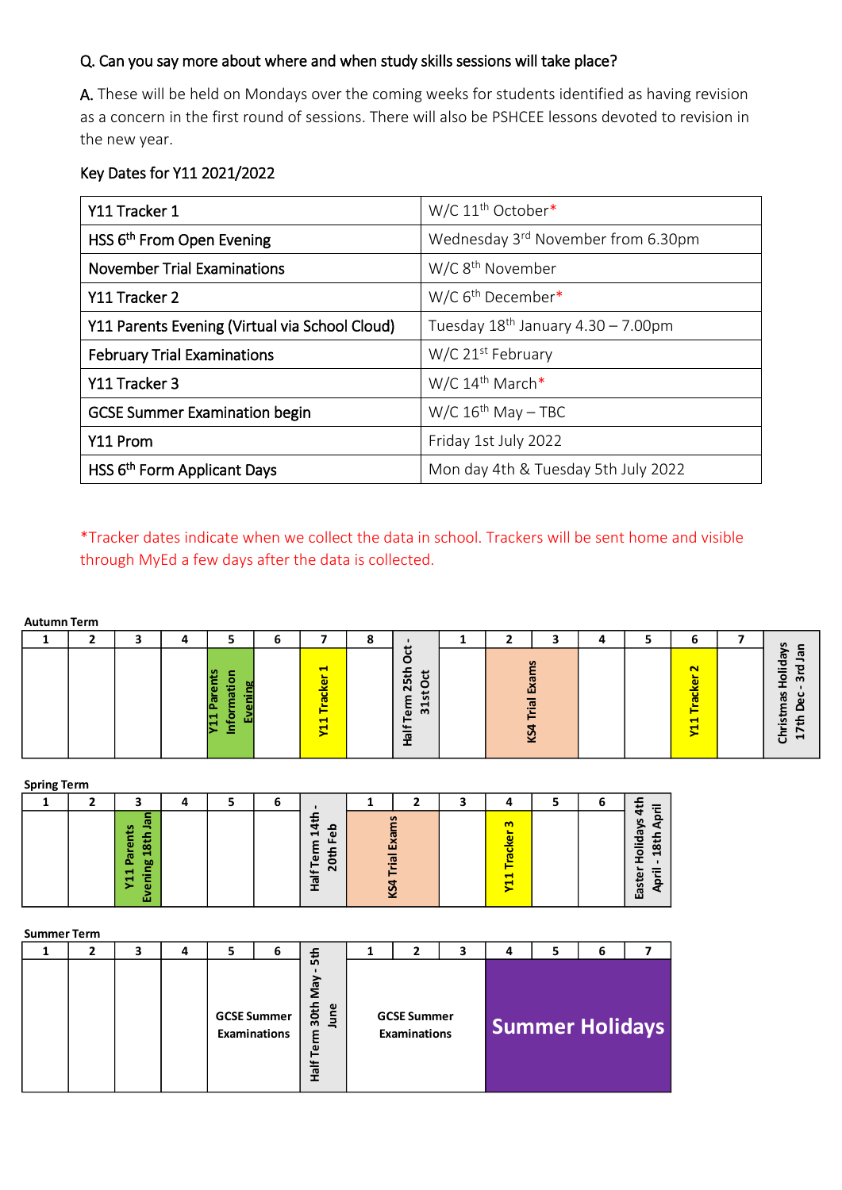Q. Can you say more about where and when study skills sessions will take place?

A. These will be held on Mondays over the coming weeks for students identified as having revision as a concern in the first round of sessions. There will also be PSHCEE lessons devoted to revision in the new year.

Key Dates for Y11 2021/2022

| | |
|---|---|
| Y11 Tracker 1 | W/C 11th October* |
| HSS 6th From Open Evening | Wednesday 3rd November from 6.30pm |
| November Trial Examinations | W/C 8th November |
| Y11 Tracker 2 | W/C 6th December* |
| Y11 Parents Evening (Virtual via School Cloud) | Tuesday 18th January 4.30 – 7.00pm |
| February Trial Examinations | W/C 21st February |
| Y11 Tracker 3 | W/C 14th March* |
| GCSE Summer Examination begin | W/C 16th May – TBC |
| Y11 Prom | Friday 1st July 2022 |
| HSS 6th Form Applicant Days | Mon day 4th & Tuesday 5th July 2022 |

*Tracker dates indicate when we collect the data in school. Trackers will be sent home and visible through MyEd a few days after the data is collected.

**Autumn Term**

| 1 | 2 | 3 | 4 | 5 | 6 | 7 | 8 | | 1 | 2 | 3 | 4 | 5 | 6 | 7 | |
|---|---|---|---|---|---|---|---|---|---|---|---|---|---|---|---|---|
| | | | | Y11 Parents Information Evening | | Y11 Tracker 1 | | Half Term 25th Oct - 31st Oct | | KS4 Trial Exams | | | | Y11 Tracker 2 | | Christmas Holidays 17th Dec - 3rd Jan |

**Spring Term**

| 1 | 2 | 3 | 4 | 5 | 6 | | 1 | 2 | 3 | 4 | 5 | 6 | |
|---|---|---|---|---|---|---|---|---|---|---|---|---|---|
| | | Y11 Parents Evening 18th Jan | | | | Half Term 14th - 20th Feb | KS4 Trial Exams | | | Y11 Tracker 3 | | | Easter Holidays 4th April - 18th April |

**Summer Term**

| 1 | 2 | 3 | 4 | 5 | 6 | | 1 | 2 | 3 | 4 | 5 | 6 | 7 |
|---|---|---|---|---|---|---|---|---|---|---|---|---|---|
| | | | | GCSE Summer Examinations | | Half Term 30th May - 5th June | GCSE Summer Examinations | | | Summer Holidays | | | |